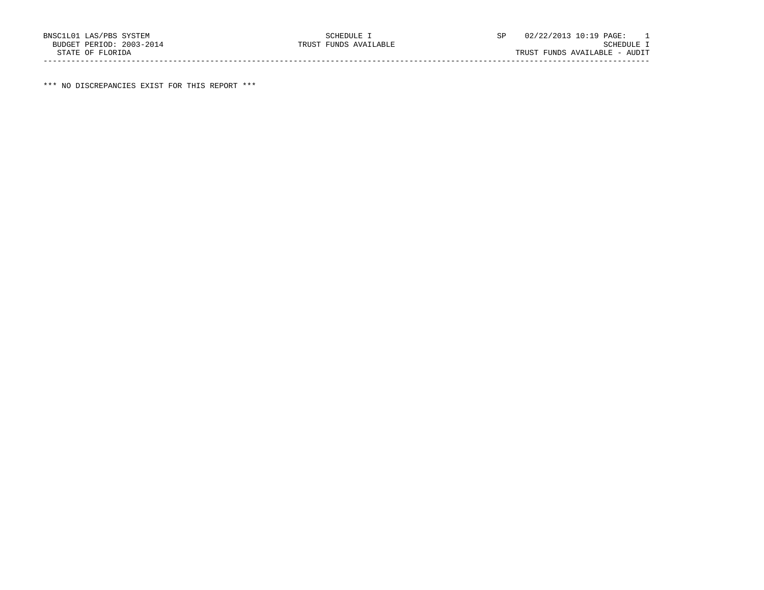BNSC1L01 LAS/PBS SYSTEM SCHEDULE I SP 02/22/2013 10:19 PAGE: 1
BUDGET PERIOD: 2003-2014 TRUST FUNDS AVAILABLE SCHEDULE I
STATE OF FLORIDA TRUST FUNDS AVAILABLE - AUDIT

---

*** NO DISCREPANCIES EXIST FOR THIS REPORT ***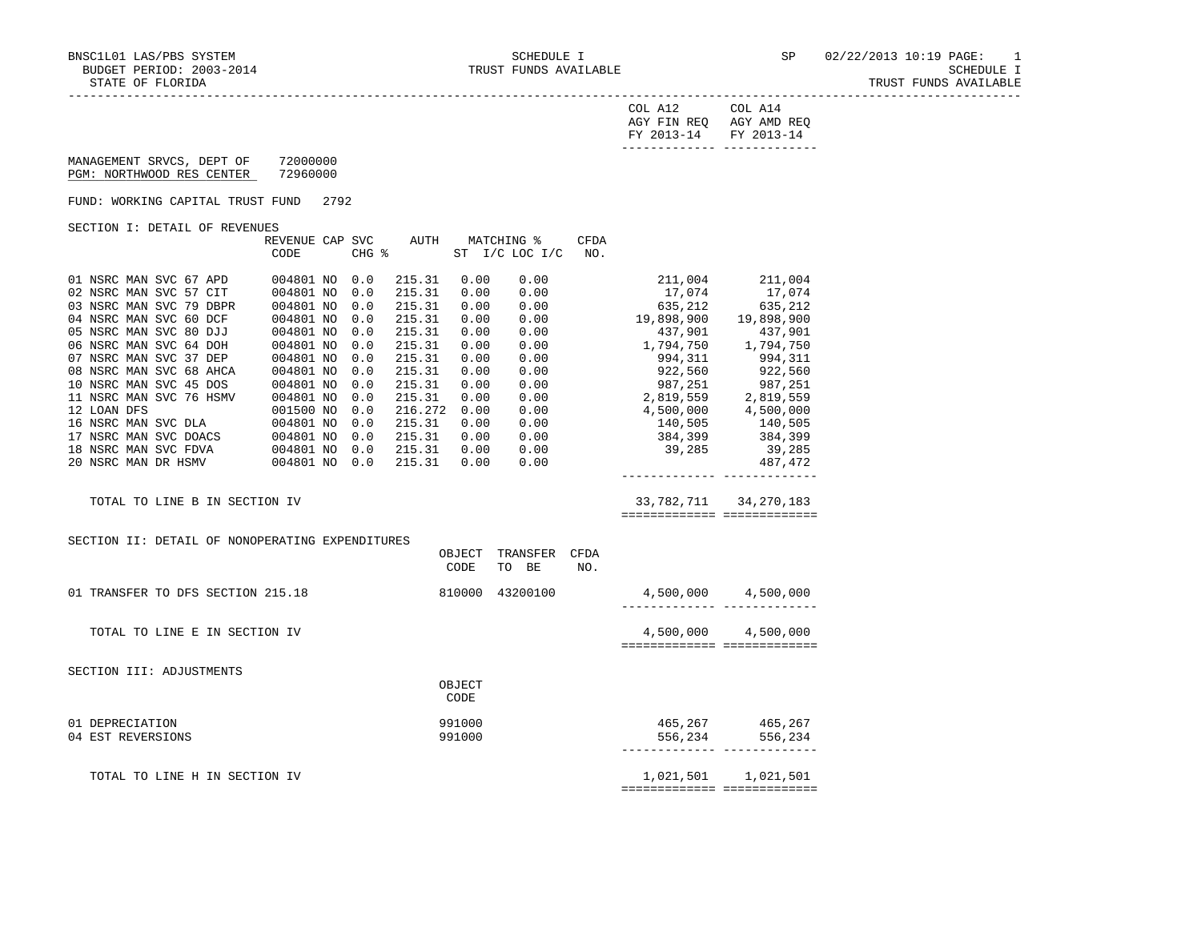BNSC1L01 LAS/PBS SYSTEM — SCHEDULE I — TRUST FUNDS AVAILABLE

BUDGET PERIOD: 2003-2014

STATE OF FLORIDA

MANAGEMENT SRVCS, DEPT OF 72000000

PGM: NORTHWOOD RES CENTER 72960000

FUND: WORKING CAPITAL TRUST FUND 2792

## SECTION I: DETAIL OF REVENUES

| | REVENUE CODE | CAP | SVC CHG % | AUTH | MATCHING % ST I/C | LOC I/C | CFDA NO. | COL A12 AGY FIN REQ FY 2013-14 | COL A14 AGY AMD REQ FY 2013-14 |
|---|---|---|---|---|---|---|---|---|---|
| 01 NSRC MAN SVC 67 APD | 004801 | NO | 0.0 | 215.31 | 0.00 | 0.00 | | 211,004 | 211,004 |
| 02 NSRC MAN SVC 57 CIT | 004801 | NO | 0.0 | 215.31 | 0.00 | 0.00 | | 17,074 | 17,074 |
| 03 NSRC MAN SVC 79 DBPR | 004801 | NO | 0.0 | 215.31 | 0.00 | 0.00 | | 635,212 | 635,212 |
| 04 NSRC MAN SVC 60 DCF | 004801 | NO | 0.0 | 215.31 | 0.00 | 0.00 | | 19,898,900 | 19,898,900 |
| 05 NSRC MAN SVC 80 DJJ | 004801 | NO | 0.0 | 215.31 | 0.00 | 0.00 | | 437,901 | 437,901 |
| 06 NSRC MAN SVC 64 DOH | 004801 | NO | 0.0 | 215.31 | 0.00 | 0.00 | | 1,794,750 | 1,794,750 |
| 07 NSRC MAN SVC 37 DEP | 004801 | NO | 0.0 | 215.31 | 0.00 | 0.00 | | 994,311 | 994,311 |
| 08 NSRC MAN SVC 68 AHCA | 004801 | NO | 0.0 | 215.31 | 0.00 | 0.00 | | 922,560 | 922,560 |
| 10 NSRC MAN SVC 45 DOS | 004801 | NO | 0.0 | 215.31 | 0.00 | 0.00 | | 987,251 | 987,251 |
| 11 NSRC MAN SVC 76 HSMV | 004801 | NO | 0.0 | 215.31 | 0.00 | 0.00 | | 2,819,559 | 2,819,559 |
| 12 LOAN DFS | 001500 | NO | 0.0 | 216.272 | 0.00 | 0.00 | | 4,500,000 | 4,500,000 |
| 16 NSRC MAN SVC DLA | 004801 | NO | 0.0 | 215.31 | 0.00 | 0.00 | | 140,505 | 140,505 |
| 17 NSRC MAN SVC DOACS | 004801 | NO | 0.0 | 215.31 | 0.00 | 0.00 | | 384,399 | 384,399 |
| 18 NSRC MAN SVC FDVA | 004801 | NO | 0.0 | 215.31 | 0.00 | 0.00 | | 39,285 | 39,285 |
| 20 NSRC MAN DR HSMV | 004801 | NO | 0.0 | 215.31 | 0.00 | 0.00 | | | 487,472 |
| TOTAL TO LINE B IN SECTION IV | | | | | | | | 33,782,711 | 34,270,183 |

## SECTION II: DETAIL OF NONOPERATING EXPENDITURES

| | OBJECT CODE | TRANSFER TO BE | CFDA NO. | COL A12 | COL A14 |
|---|---|---|---|---|---|
| 01 TRANSFER TO DFS SECTION 215.18 | 810000 | 43200100 | | 4,500,000 | 4,500,000 |
| TOTAL TO LINE E IN SECTION IV | | | | 4,500,000 | 4,500,000 |

## SECTION III: ADJUSTMENTS

| | OBJECT CODE | COL A12 | COL A14 |
|---|---|---|---|
| 01 DEPRECIATION | 991000 | 465,267 | 465,267 |
| 04 EST REVERSIONS | 991000 | 556,234 | 556,234 |
| TOTAL TO LINE H IN SECTION IV | | 1,021,501 | 1,021,501 |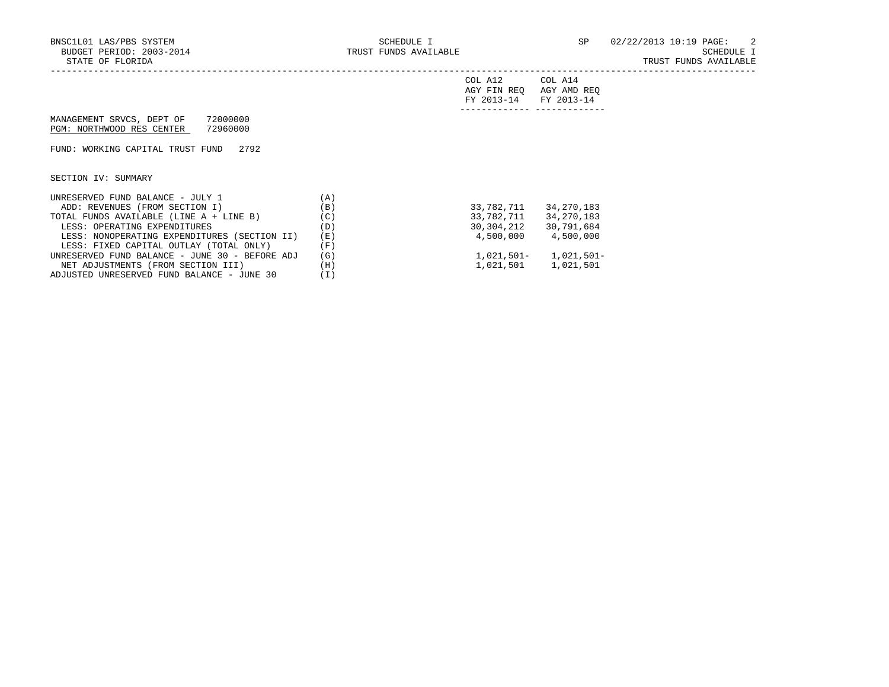BNSC1L01 LAS/PBS SYSTEM
BUDGET PERIOD: 2003-2014
STATE OF FLORIDA

SCHEDULE I
TRUST FUNDS AVAILABLE

SP 02/22/2013 10:19

SCHEDULE I
TRUST FUNDS AVAILABLE

MANAGEMENT SRVCS, DEPT OF 72000000
PGM: NORTHWOOD RES CENTER 72960000

FUND: WORKING CAPITAL TRUST FUND 2792

SECTION IV: SUMMARY

| | | COL A12 AGY FIN REQ FY 2013-14 | COL A14 AGY AMD REQ FY 2013-14 |
|---|---|---|---|
| UNRESERVED FUND BALANCE - JULY 1 | (A) | | |
| ADD: REVENUES (FROM SECTION I) | (B) | 33,782,711 | 34,270,183 |
| TOTAL FUNDS AVAILABLE (LINE A + LINE B) | (C) | 33,782,711 | 34,270,183 |
| LESS: OPERATING EXPENDITURES | (D) | 30,304,212 | 30,791,684 |
| LESS: NONOPERATING EXPENDITURES (SECTION II) | (E) | 4,500,000 | 4,500,000 |
| LESS: FIXED CAPITAL OUTLAY (TOTAL ONLY) | (F) | | |
| UNRESERVED FUND BALANCE - JUNE 30 - BEFORE ADJ | (G) | 1,021,501- | 1,021,501- |
| NET ADJUSTMENTS (FROM SECTION III) | (H) | 1,021,501 | 1,021,501 |
| ADJUSTED UNRESERVED FUND BALANCE - JUNE 30 | (I) | | |